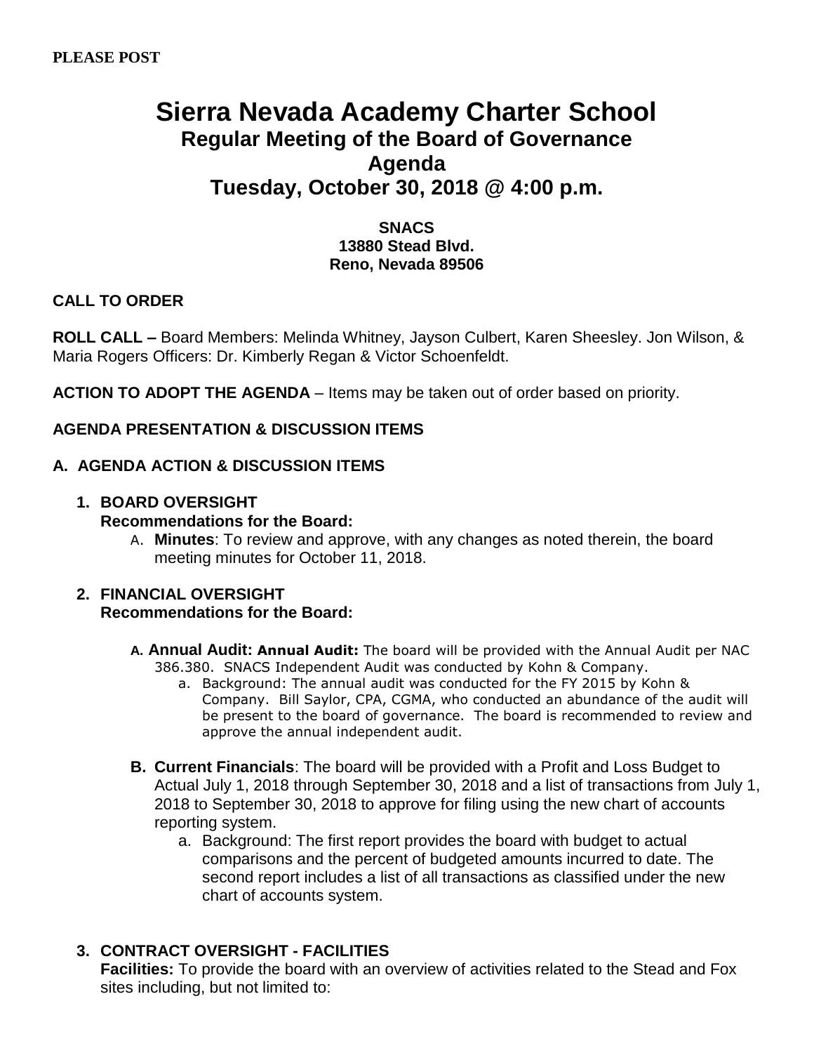**PLEASE POST**

# Sierra Nevada Academy Charter School

## Regular Meeting of the Board of Governance

## Agenda

## Tuesday, October 30, 2018 @ 4:00 p.m.

**SNACS**
**13880 Stead Blvd.**
**Reno, Nevada 89506**

**CALL TO ORDER**

**ROLL CALL –** Board Members: Melinda Whitney, Jayson Culbert, Karen Sheesley. Jon Wilson, & Maria Rogers Officers: Dr. Kimberly Regan & Victor Schoenfeldt.

**ACTION TO ADOPT THE AGENDA** – Items may be taken out of order based on priority.

**AGENDA PRESENTATION & DISCUSSION ITEMS**

**A. AGENDA ACTION & DISCUSSION ITEMS**

1. **BOARD OVERSIGHT**
   **Recommendations for the Board:**
   A. **Minutes**: To review and approve, with any changes as noted therein, the board meeting minutes for October 11, 2018.

2. **FINANCIAL OVERSIGHT**
   **Recommendations for the Board:**
   A. **Annual Audit: Annual Audit:** The board will be provided with the Annual Audit per NAC 386.380. SNACS Independent Audit was conducted by Kohn & Company.
      a. Background: The annual audit was conducted for the FY 2015 by Kohn & Company. Bill Saylor, CPA, CGMA, who conducted an abundance of the audit will be present to the board of governance. The board is recommended to review and approve the annual independent audit.

   B. **Current Financials**: The board will be provided with a Profit and Loss Budget to Actual July 1, 2018 through September 30, 2018 and a list of transactions from July 1, 2018 to September 30, 2018 to approve for filing using the new chart of accounts reporting system.
      a. Background: The first report provides the board with budget to actual comparisons and the percent of budgeted amounts incurred to date. The second report includes a list of all transactions as classified under the new chart of accounts system.

3. **CONTRACT OVERSIGHT - FACILITIES**
   **Facilities:** To provide the board with an overview of activities related to the Stead and Fox sites including, but not limited to: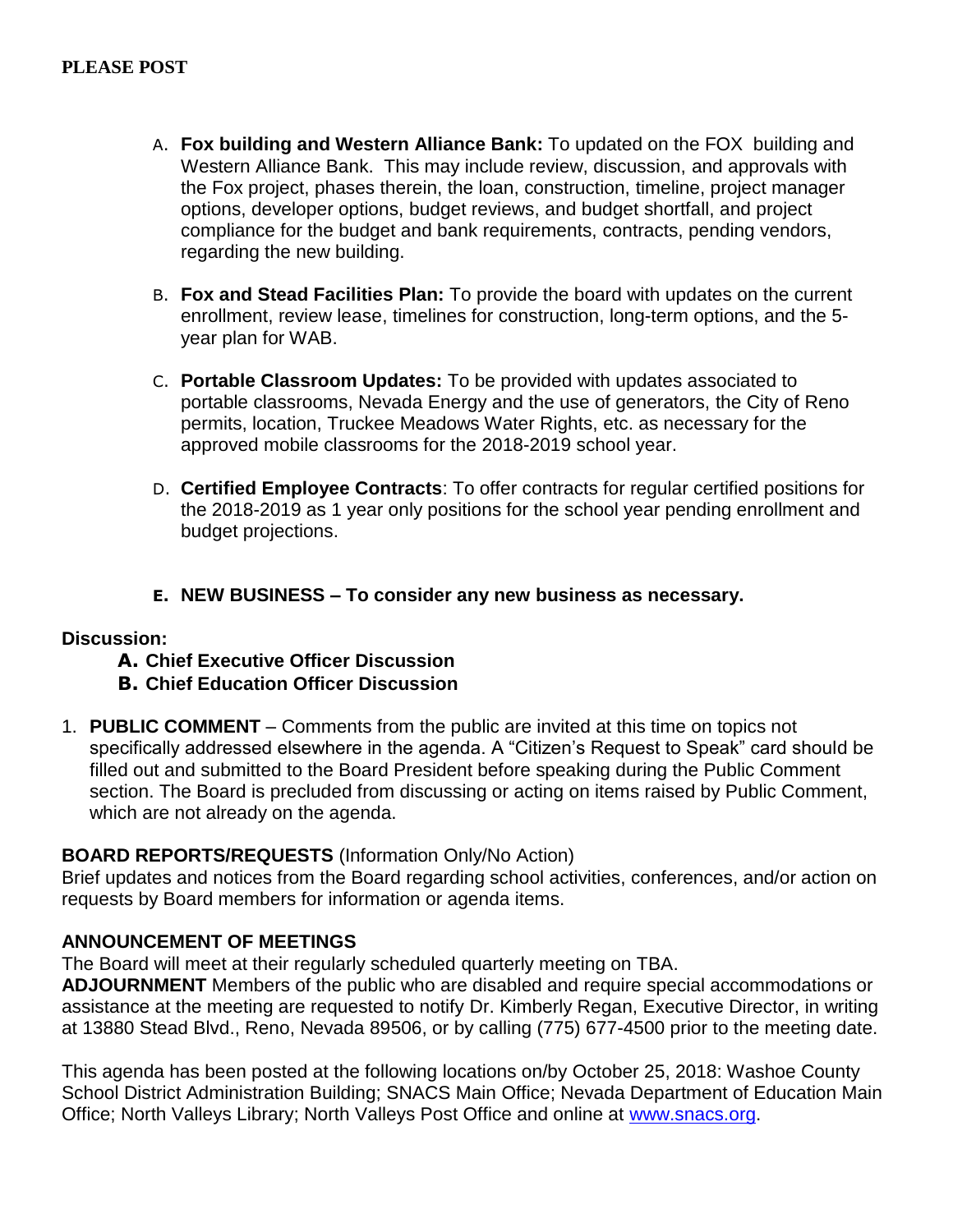**PLEASE POST**

A. **Fox building and Western Alliance Bank:** To updated on the FOX building and Western Alliance Bank. This may include review, discussion, and approvals with the Fox project, phases therein, the loan, construction, timeline, project manager options, developer options, budget reviews, and budget shortfall, and project compliance for the budget and bank requirements, contracts, pending vendors, regarding the new building.

B. **Fox and Stead Facilities Plan:** To provide the board with updates on the current enrollment, review lease, timelines for construction, long-term options, and the 5-year plan for WAB.

C. **Portable Classroom Updates:** To be provided with updates associated to portable classrooms, Nevada Energy and the use of generators, the City of Reno permits, location, Truckee Meadows Water Rights, etc. as necessary for the approved mobile classrooms for the 2018-2019 school year.

D. **Certified Employee Contracts**: To offer contracts for regular certified positions for the 2018-2019 as 1 year only positions for the school year pending enrollment and budget projections.

E. **NEW BUSINESS – To consider any new business as necessary.**

**Discussion:**

A. **Chief Executive Officer Discussion**

B. **Chief Education Officer Discussion**

1. **PUBLIC COMMENT** – Comments from the public are invited at this time on topics not specifically addressed elsewhere in the agenda. A "Citizen's Request to Speak" card should be filled out and submitted to the Board President before speaking during the Public Comment section. The Board is precluded from discussing or acting on items raised by Public Comment, which are not already on the agenda.

**BOARD REPORTS/REQUESTS** (Information Only/No Action)
Brief updates and notices from the Board regarding school activities, conferences, and/or action on requests by Board members for information or agenda items.

**ANNOUNCEMENT OF MEETINGS**
The Board will meet at their regularly scheduled quarterly meeting on TBA.
**ADJOURNMENT** Members of the public who are disabled and require special accommodations or assistance at the meeting are requested to notify Dr. Kimberly Regan, Executive Director, in writing at 13880 Stead Blvd., Reno, Nevada 89506, or by calling (775) 677-4500 prior to the meeting date.

This agenda has been posted at the following locations on/by October 25, 2018: Washoe County School District Administration Building; SNACS Main Office; Nevada Department of Education Main Office; North Valleys Library; North Valleys Post Office and online at www.snacs.org.